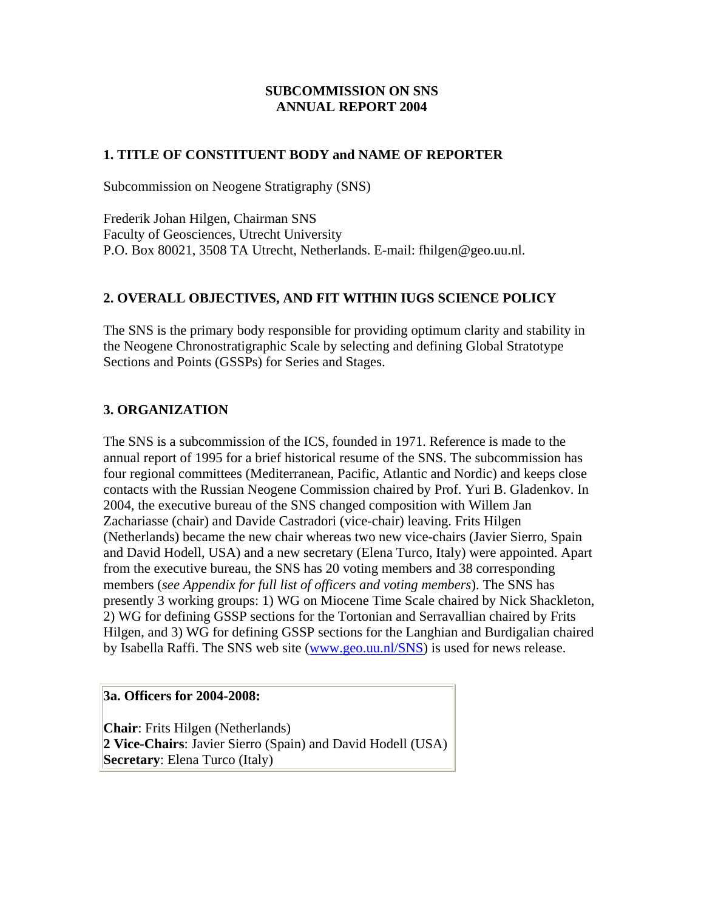# SUBCOMMISSION ON SNS
# ANNUAL REPORT 2004

## 1. TITLE OF CONSTITUENT BODY and NAME OF REPORTER

Subcommission on Neogene Stratigraphy (SNS)

Frederik Johan Hilgen, Chairman SNS
Faculty of Geosciences, Utrecht University
P.O. Box 80021, 3508 TA Utrecht, Netherlands. E-mail: fhilgen@geo.uu.nl.

## 2. OVERALL OBJECTIVES, AND FIT WITHIN IUGS SCIENCE POLICY

The SNS is the primary body responsible for providing optimum clarity and stability in the Neogene Chronostratigraphic Scale by selecting and defining Global Stratotype Sections and Points (GSSPs) for Series and Stages.

## 3. ORGANIZATION

The SNS is a subcommission of the ICS, founded in 1971. Reference is made to the annual report of 1995 for a brief historical resume of the SNS. The subcommission has four regional committees (Mediterranean, Pacific, Atlantic and Nordic) and keeps close contacts with the Russian Neogene Commission chaired by Prof. Yuri B. Gladenkov. In 2004, the executive bureau of the SNS changed composition with Willem Jan Zachariasse (chair) and Davide Castradori (vice-chair) leaving. Frits Hilgen (Netherlands) became the new chair whereas two new vice-chairs (Javier Sierro, Spain and David Hodell, USA) and a new secretary (Elena Turco, Italy) were appointed. Apart from the executive bureau, the SNS has 20 voting members and 38 corresponding members (*see Appendix for full list of officers and voting members*). The SNS has presently 3 working groups: 1) WG on Miocene Time Scale chaired by Nick Shackleton, 2) WG for defining GSSP sections for the Tortonian and Serravallian chaired by Frits Hilgen, and 3) WG for defining GSSP sections for the Langhian and Burdigalian chaired by Isabella Raffi. The SNS web site (www.geo.uu.nl/SNS) is used for news release.

### 3a. Officers for 2004-2008:

**Chair**: Frits Hilgen (Netherlands)
**2 Vice-Chairs**: Javier Sierro (Spain) and David Hodell (USA)
**Secretary**: Elena Turco (Italy)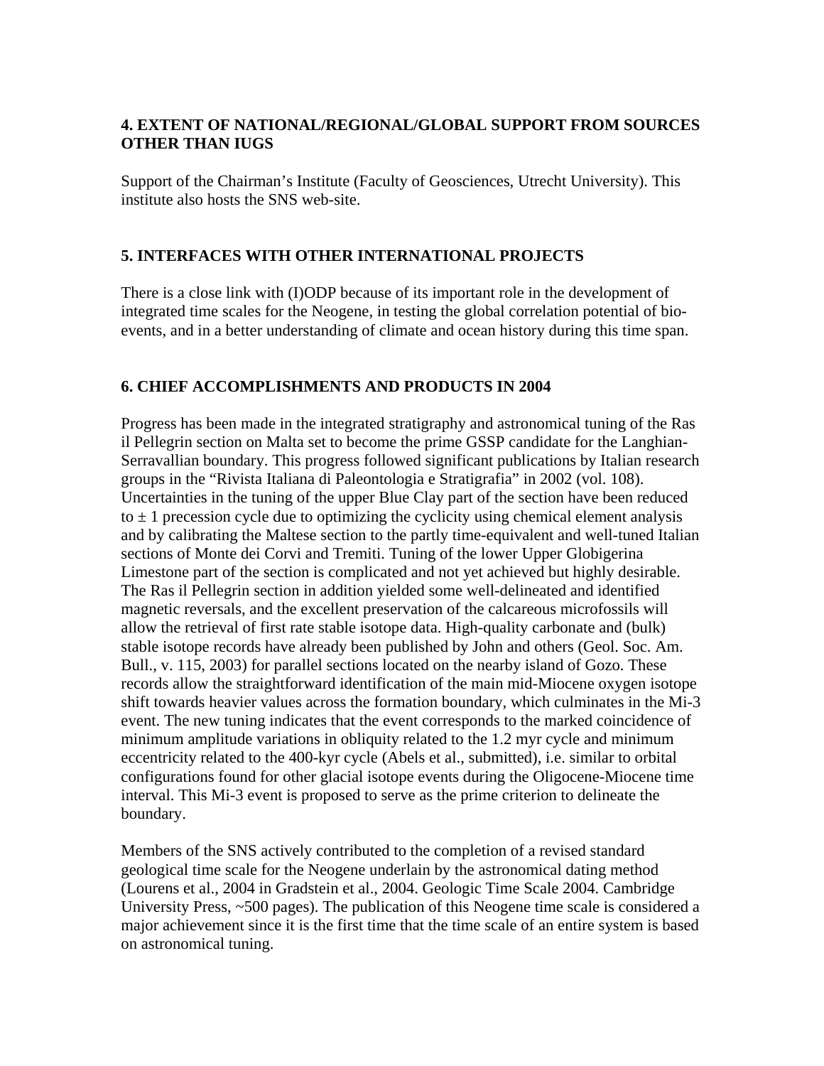## 4. EXTENT OF NATIONAL/REGIONAL/GLOBAL SUPPORT FROM SOURCES OTHER THAN IUGS

Support of the Chairman's Institute (Faculty of Geosciences, Utrecht University). This institute also hosts the SNS web-site.

## 5. INTERFACES WITH OTHER INTERNATIONAL PROJECTS

There is a close link with (I)ODP because of its important role in the development of integrated time scales for the Neogene, in testing the global correlation potential of bio-events, and in a better understanding of climate and ocean history during this time span.

## 6. CHIEF ACCOMPLISHMENTS AND PRODUCTS IN 2004

Progress has been made in the integrated stratigraphy and astronomical tuning of the Ras il Pellegrin section on Malta set to become the prime GSSP candidate for the Langhian-Serravallian boundary. This progress followed significant publications by Italian research groups in the "Rivista Italiana di Paleontologia e Stratigrafia" in 2002 (vol. 108). Uncertainties in the tuning of the upper Blue Clay part of the section have been reduced to ± 1 precession cycle due to optimizing the cyclicity using chemical element analysis and by calibrating the Maltese section to the partly time-equivalent and well-tuned Italian sections of Monte dei Corvi and Tremiti. Tuning of the lower Upper Globigerina Limestone part of the section is complicated and not yet achieved but highly desirable. The Ras il Pellegrin section in addition yielded some well-delineated and identified magnetic reversals, and the excellent preservation of the calcareous microfossils will allow the retrieval of first rate stable isotope data. High-quality carbonate and (bulk) stable isotope records have already been published by John and others (Geol. Soc. Am. Bull., v. 115, 2003) for parallel sections located on the nearby island of Gozo. These records allow the straightforward identification of the main mid-Miocene oxygen isotope shift towards heavier values across the formation boundary, which culminates in the Mi-3 event. The new tuning indicates that the event corresponds to the marked coincidence of minimum amplitude variations in obliquity related to the 1.2 myr cycle and minimum eccentricity related to the 400-kyr cycle (Abels et al., submitted), i.e. similar to orbital configurations found for other glacial isotope events during the Oligocene-Miocene time interval. This Mi-3 event is proposed to serve as the prime criterion to delineate the boundary.

Members of the SNS actively contributed to the completion of a revised standard geological time scale for the Neogene underlain by the astronomical dating method (Lourens et al., 2004 in Gradstein et al., 2004. Geologic Time Scale 2004. Cambridge University Press, ~500 pages). The publication of this Neogene time scale is considered a major achievement since it is the first time that the time scale of an entire system is based on astronomical tuning.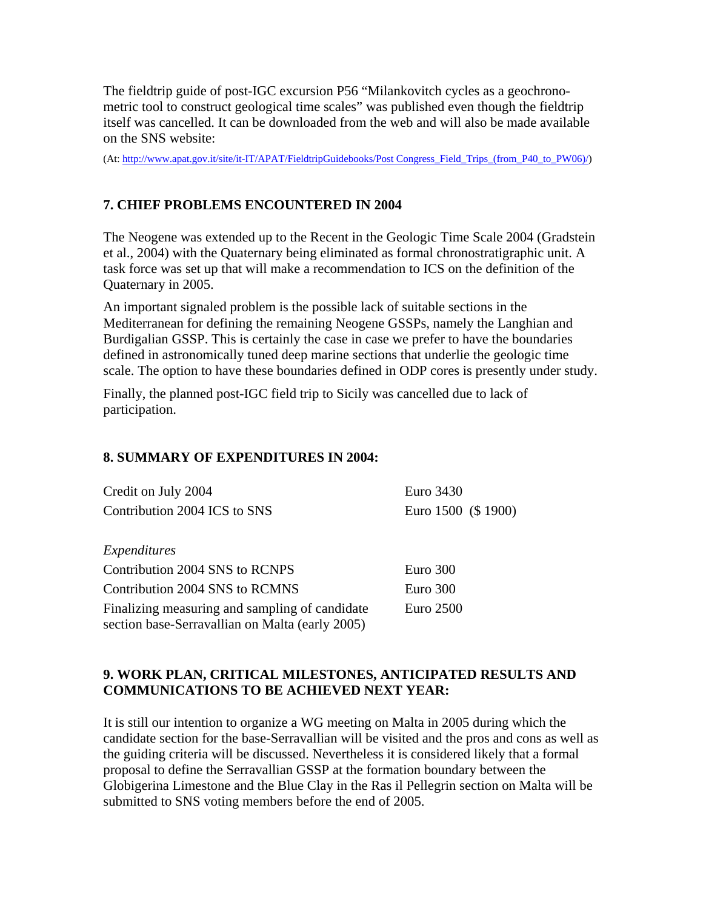The fieldtrip guide of post-IGC excursion P56 "Milankovitch cycles as a geochrono-metric tool to construct geological time scales" was published even though the fieldtrip itself was cancelled. It can be downloaded from the web and will also be made available on the SNS website:

(At: [http://www.apat.gov.it/site/it-IT/APAT/FieldtripGuidebooks/Post Congress_Field_Trips_(from_P40_to_PW06)/](http://www.apat.gov.it/site/it-IT/APAT/FieldtripGuidebooks/Post Congress_Field_Trips_(from_P40_to_PW06)/))

## 7. CHIEF PROBLEMS ENCOUNTERED IN 2004

The Neogene was extended up to the Recent in the Geologic Time Scale 2004 (Gradstein et al., 2004) with the Quaternary being eliminated as formal chronostratigraphic unit. A task force was set up that will make a recommendation to ICS on the definition of the Quaternary in 2005.

An important signaled problem is the possible lack of suitable sections in the Mediterranean for defining the remaining Neogene GSSPs, namely the Langhian and Burdigalian GSSP. This is certainly the case in case we prefer to have the boundaries defined in astronomically tuned deep marine sections that underlie the geologic time scale. The option to have these boundaries defined in ODP cores is presently under study.

Finally, the planned post-IGC field trip to Sicily was cancelled due to lack of participation.

## 8. SUMMARY OF EXPENDITURES IN 2004:

| | |
|---|---|
| Credit on July 2004 | Euro 3430 |
| Contribution 2004 ICS to SNS | Euro 1500 ($ 1900) |
| | |
| *Expenditures* | |
| Contribution 2004 SNS to RCNPS | Euro 300 |
| Contribution 2004 SNS to RCMNS | Euro 300 |
| Finalizing measuring and sampling of candidate section base-Serravallian on Malta (early 2005) | Euro 2500 |

## 9. WORK PLAN, CRITICAL MILESTONES, ANTICIPATED RESULTS AND COMMUNICATIONS TO BE ACHIEVED NEXT YEAR:

It is still our intention to organize a WG meeting on Malta in 2005 during which the candidate section for the base-Serravallian will be visited and the pros and cons as well as the guiding criteria will be discussed. Nevertheless it is considered likely that a formal proposal to define the Serravallian GSSP at the formation boundary between the Globigerina Limestone and the Blue Clay in the Ras il Pellegrin section on Malta will be submitted to SNS voting members before the end of 2005.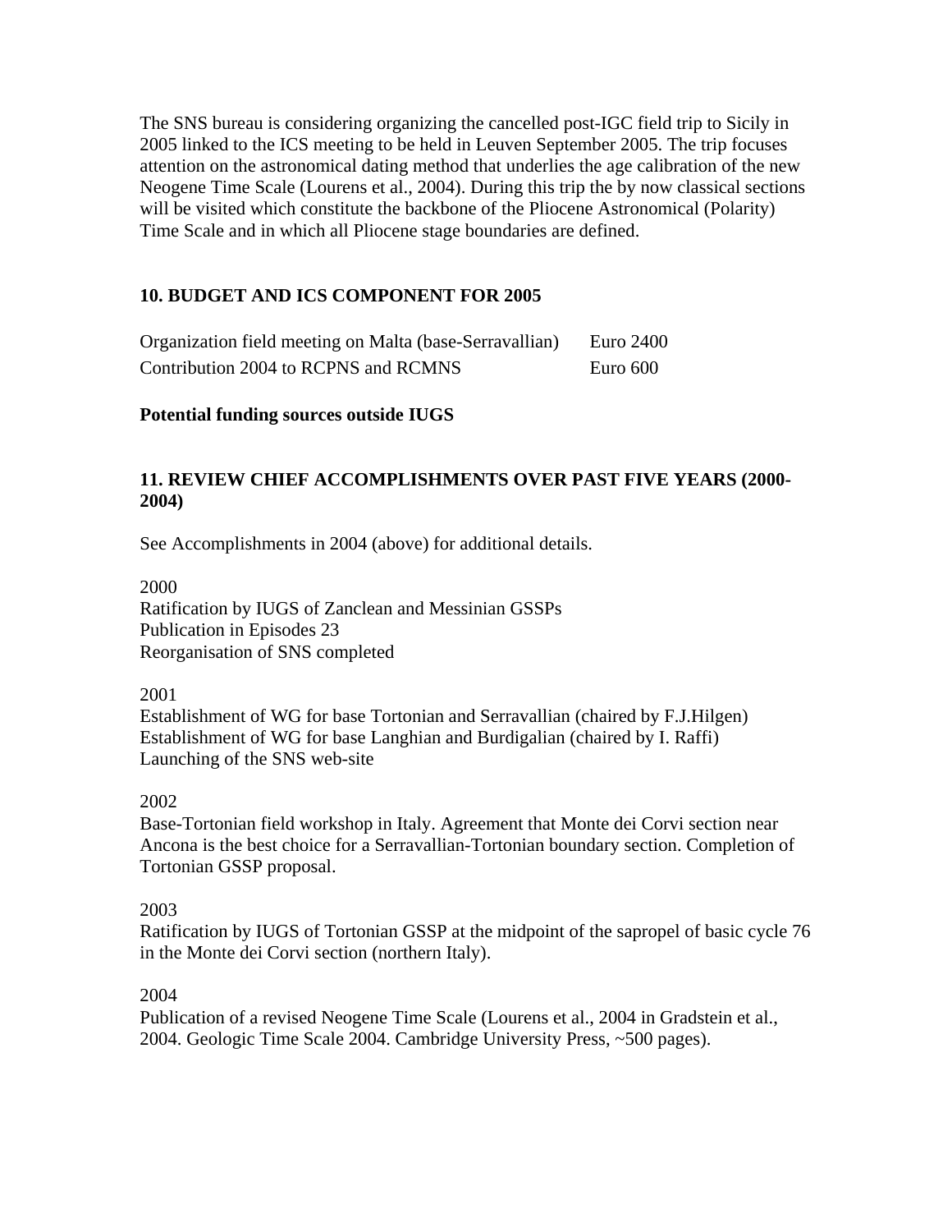The SNS bureau is considering organizing the cancelled post-IGC field trip to Sicily in 2005 linked to the ICS meeting to be held in Leuven September 2005. The trip focuses attention on the astronomical dating method that underlies the age calibration of the new Neogene Time Scale (Lourens et al., 2004). During this trip the by now classical sections will be visited which constitute the backbone of the Pliocene Astronomical (Polarity) Time Scale and in which all Pliocene stage boundaries are defined.

## 10. BUDGET AND ICS COMPONENT FOR 2005

| | |
|---|---|
| Organization field meeting on Malta (base-Serravallian) | Euro 2400 |
| Contribution 2004 to RCPNS and RCMNS | Euro 600 |

**Potential funding sources outside IUGS**

## 11. REVIEW CHIEF ACCOMPLISHMENTS OVER PAST FIVE YEARS (2000-2004)

See Accomplishments in 2004 (above) for additional details.

2000
Ratification by IUGS of Zanclean and Messinian GSSPs
Publication in Episodes 23
Reorganisation of SNS completed

2001
Establishment of WG for base Tortonian and Serravallian (chaired by F.J.Hilgen)
Establishment of WG for base Langhian and Burdigalian (chaired by I. Raffi)
Launching of the SNS web-site

2002
Base-Tortonian field workshop in Italy. Agreement that Monte dei Corvi section near Ancona is the best choice for a Serravallian-Tortonian boundary section. Completion of Tortonian GSSP proposal.

2003
Ratification by IUGS of Tortonian GSSP at the midpoint of the sapropel of basic cycle 76 in the Monte dei Corvi section (northern Italy).

2004
Publication of a revised Neogene Time Scale (Lourens et al., 2004 in Gradstein et al., 2004. Geologic Time Scale 2004. Cambridge University Press, ~500 pages).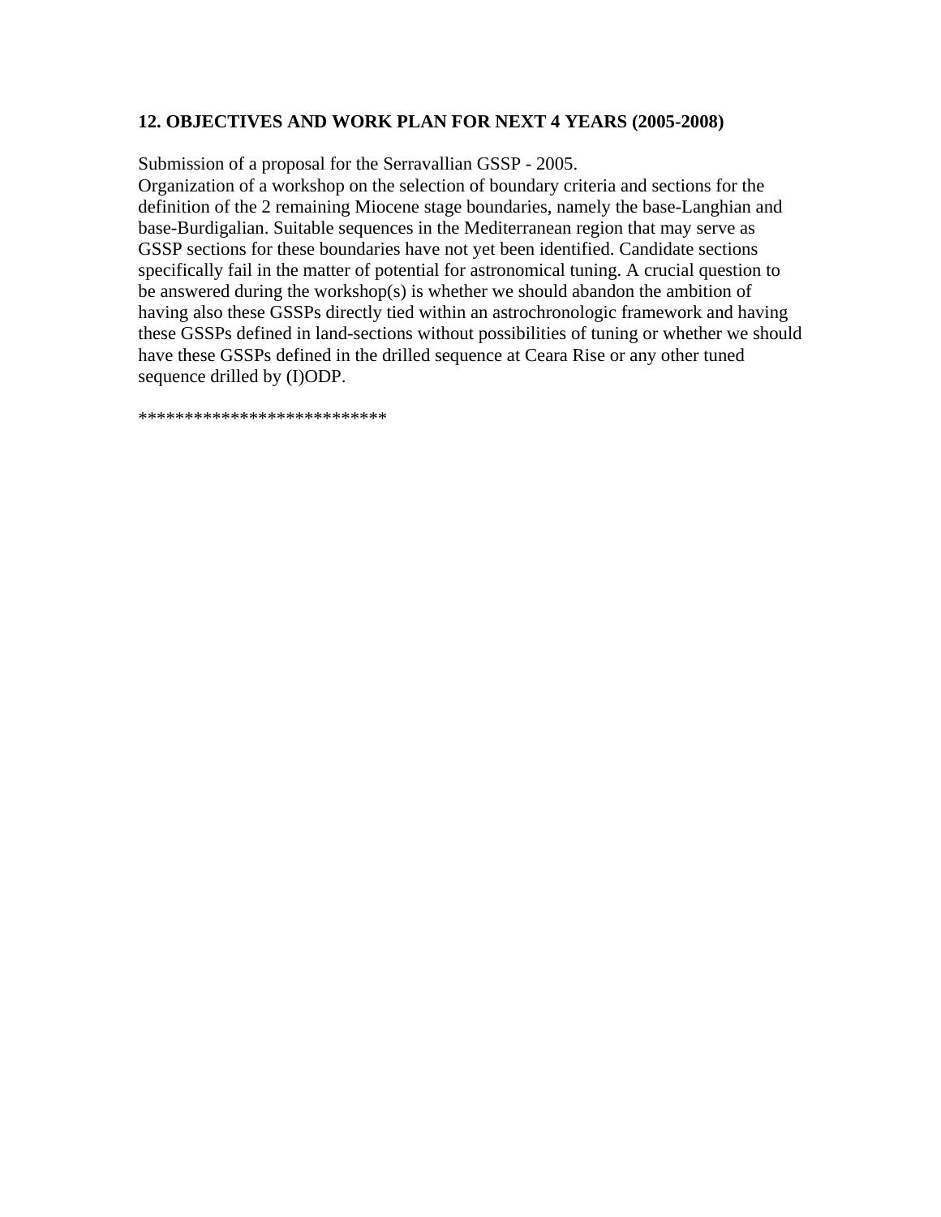**12. OBJECTIVES AND WORK PLAN FOR NEXT 4 YEARS (2005-2008)**

Submission of a proposal for the Serravallian GSSP - 2005.
Organization of a workshop on the selection of boundary criteria and sections for the definition of the 2 remaining Miocene stage boundaries, namely the base-Langhian and base-Burdigalian. Suitable sequences in the Mediterranean region that may serve as GSSP sections for these boundaries have not yet been identified. Candidate sections specifically fail in the matter of potential for astronomical tuning. A crucial question to be answered during the workshop(s) is whether we should abandon the ambition of having also these GSSPs directly tied within an astrochronologic framework and having these GSSPs defined in land-sections without possibilities of tuning or whether we should have these GSSPs defined in the drilled sequence at Ceara Rise or any other tuned sequence drilled by (I)ODP.

***************************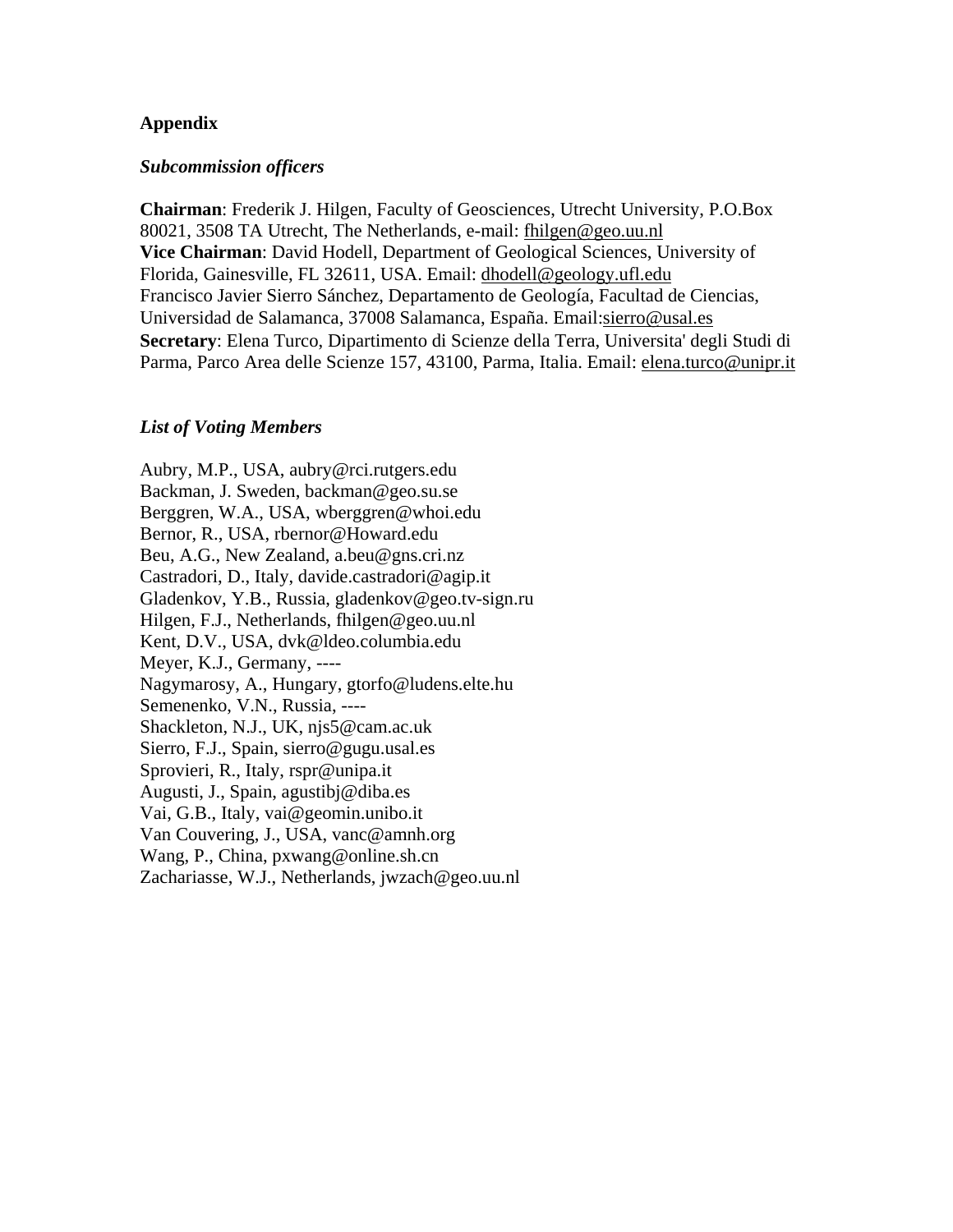**Appendix**

***Subcommission officers***

**Chairman**: Frederik J. Hilgen, Faculty of Geosciences, Utrecht University, P.O.Box 80021, 3508 TA Utrecht, The Netherlands, e-mail: fhilgen@geo.uu.nl
**Vice Chairman**: David Hodell, Department of Geological Sciences, University of Florida, Gainesville, FL 32611, USA. Email: dhodell@geology.ufl.edu
Francisco Javier Sierro Sánchez, Departamento de Geología, Facultad de Ciencias, Universidad de Salamanca, 37008 Salamanca, España. Email:sierro@usal.es
**Secretary**: Elena Turco, Dipartimento di Scienze della Terra, Universita' degli Studi di Parma, Parco Area delle Scienze 157, 43100, Parma, Italia. Email: elena.turco@unipr.it

***List of Voting Members***

Aubry, M.P., USA, aubry@rci.rutgers.edu
Backman, J. Sweden, backman@geo.su.se
Berggren, W.A., USA, wberggren@whoi.edu
Bernor, R., USA, rbernor@Howard.edu
Beu, A.G., New Zealand, a.beu@gns.cri.nz
Castradori, D., Italy, davide.castradori@agip.it
Gladenkov, Y.B., Russia, gladenkov@geo.tv-sign.ru
Hilgen, F.J., Netherlands, fhilgen@geo.uu.nl
Kent, D.V., USA, dvk@ldeo.columbia.edu
Meyer, K.J., Germany, ----
Nagymarosy, A., Hungary, gtorfo@ludens.elte.hu
Semenenko, V.N., Russia, ----
Shackleton, N.J., UK, njs5@cam.ac.uk
Sierro, F.J., Spain, sierro@gugu.usal.es
Sprovieri, R., Italy, rspr@unipa.it
Augusti, J., Spain, agustibj@diba.es
Vai, G.B., Italy, vai@geomin.unibo.it
Van Couvering, J., USA, vanc@amnh.org
Wang, P., China, pxwang@online.sh.cn
Zachariasse, W.J., Netherlands, jwzach@geo.uu.nl